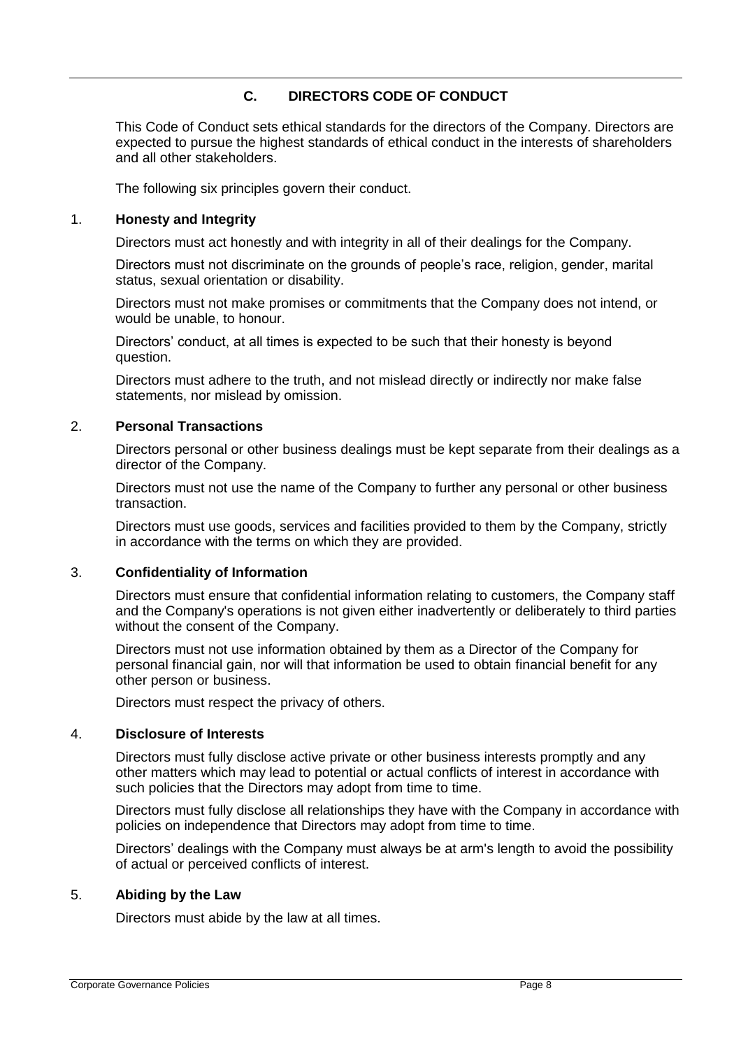## C. DIRECTORS CODE OF CONDUCT

This Code of Conduct sets ethical standards for the directors of the Company. Directors are expected to pursue the highest standards of ethical conduct in the interests of shareholders and all other stakeholders.

The following six principles govern their conduct.

### 1. Honesty and Integrity

Directors must act honestly and with integrity in all of their dealings for the Company.

Directors must not discriminate on the grounds of people's race, religion, gender, marital status, sexual orientation or disability.

Directors must not make promises or commitments that the Company does not intend, or would be unable, to honour.

Directors' conduct, at all times is expected to be such that their honesty is beyond question.

Directors must adhere to the truth, and not mislead directly or indirectly nor make false statements, nor mislead by omission.

### 2. Personal Transactions

Directors personal or other business dealings must be kept separate from their dealings as a director of the Company.

Directors must not use the name of the Company to further any personal or other business transaction.

Directors must use goods, services and facilities provided to them by the Company, strictly in accordance with the terms on which they are provided.

### 3. Confidentiality of Information

Directors must ensure that confidential information relating to customers, the Company staff and the Company's operations is not given either inadvertently or deliberately to third parties without the consent of the Company.

Directors must not use information obtained by them as a Director of the Company for personal financial gain, nor will that information be used to obtain financial benefit for any other person or business.

Directors must respect the privacy of others.

### 4. Disclosure of Interests

Directors must fully disclose active private or other business interests promptly and any other matters which may lead to potential or actual conflicts of interest in accordance with such policies that the Directors may adopt from time to time.

Directors must fully disclose all relationships they have with the Company in accordance with policies on independence that Directors may adopt from time to time.

Directors' dealings with the Company must always be at arm's length to avoid the possibility of actual or perceived conflicts of interest.

### 5. Abiding by the Law

Directors must abide by the law at all times.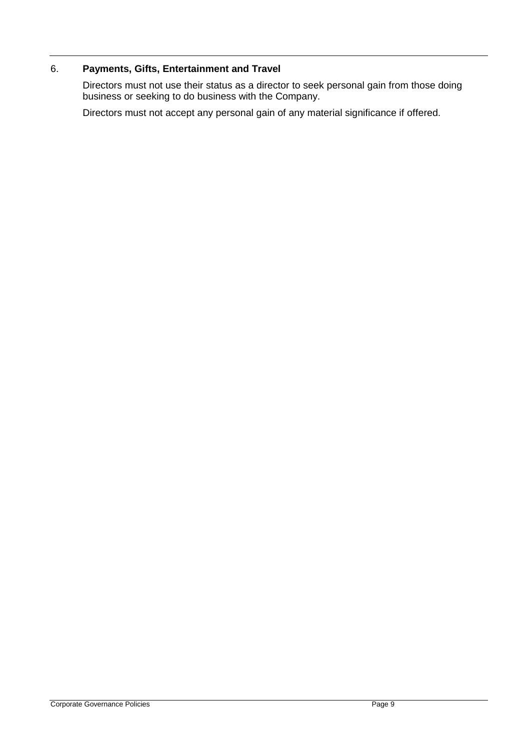## 6. Payments, Gifts, Entertainment and Travel

Directors must not use their status as a director to seek personal gain from those doing business or seeking to do business with the Company.

Directors must not accept any personal gain of any material significance if offered.